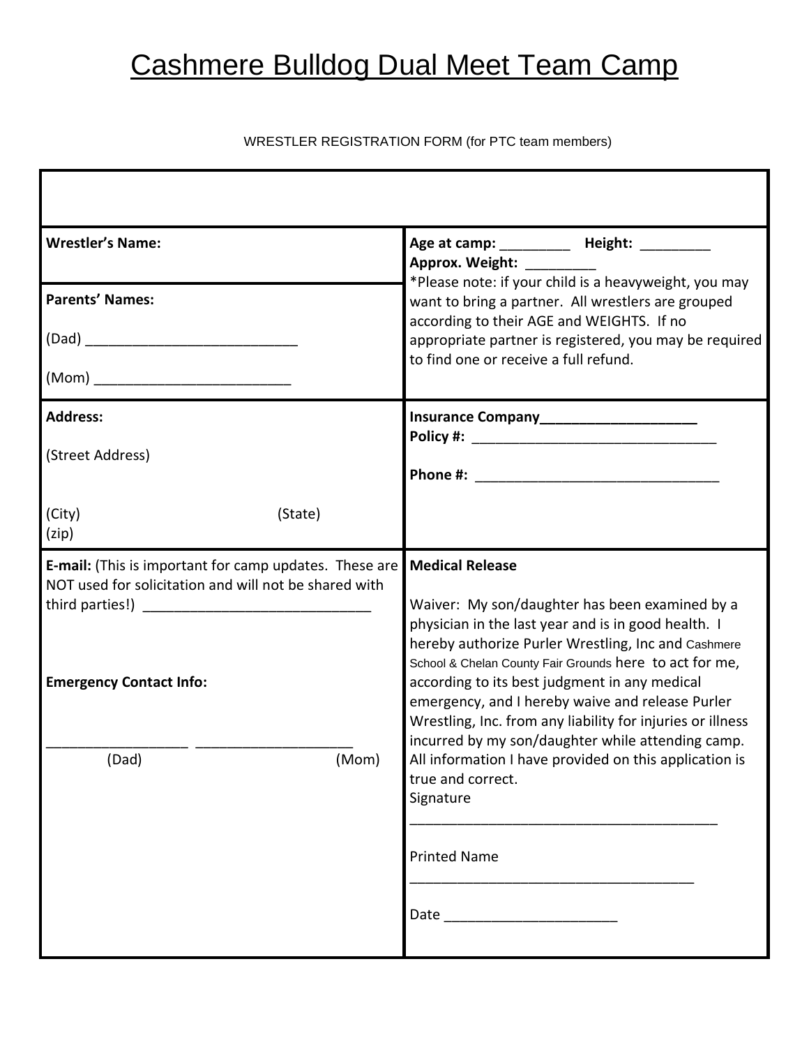# Cashmere Bulldog Dual Meet Team Camp

WRESTLER REGISTRATION FORM (for PTC team members)

| | |
|---|---|
| **Wrestler's Name:** | **Age at camp:** _________ **Height:** _________<br>**Approx. Weight:** _________<br>*Please note: if your child is a heavyweight, you may want to bring a partner. All wrestlers are grouped according to their AGE and WEIGHTS. If no appropriate partner is registered, you may be required to find one or receive a full refund. |
| **Parents' Names:**<br><br>(Dad) ___________________________<br><br>(Mom) _________________________ | |
| **Address:**<br><br>(Street Address)<br><br>(City) (State)<br>(zip) | **Insurance Company**____________________<br>**Policy #:** _______________________________<br><br>**Phone #:** _______________________________ |
| **E-mail:** (This is important for camp updates. These are NOT used for solicitation and will not be shared with third parties!) _____________________________<br><br>**Emergency Contact Info:**<br><br>__________________ ____________________<br>(Dad) (Mom) | **Medical Release**<br><br>Waiver: My son/daughter has been examined by a physician in the last year and is in good health. I hereby authorize Purler Wrestling, Inc and Cashmere School & Chelan County Fair Grounds here to act for me, according to its best judgment in any medical emergency, and I hereby waive and release Purler Wrestling, Inc. from any liability for injuries or illness incurred by my son/daughter while attending camp. All information I have provided on this application is true and correct.<br>Signature<br>________________________________________<br><br>Printed Name<br>_____________________________________<br><br>Date ______________________ |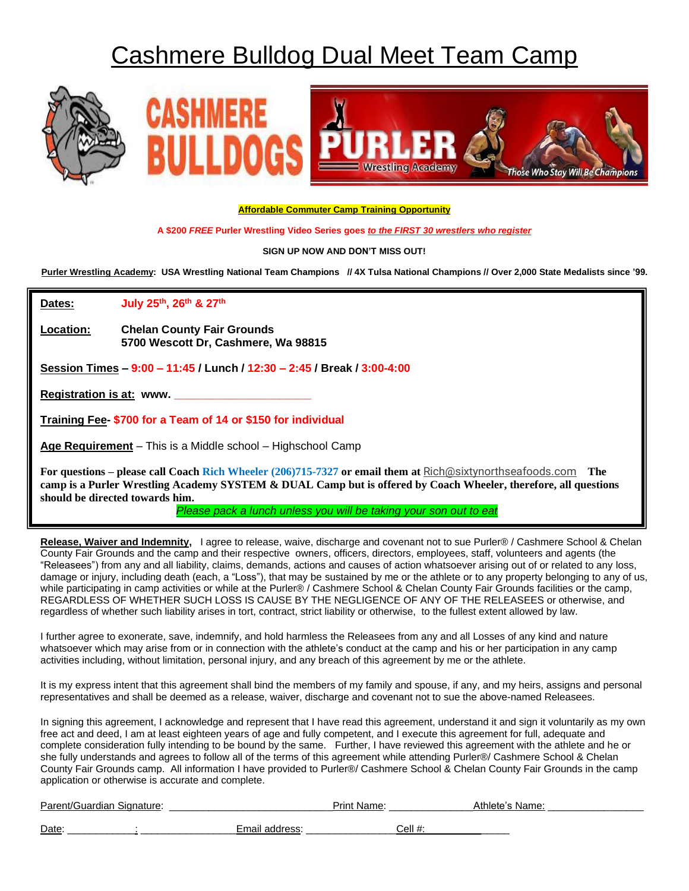# Cashmere Bulldog Dual Meet Team Camp

CASHMERE BULLDOGS

PURLER Wrestling Academy — Those Who Stay Will Be Champions

**Affordable Commuter Camp Training Opportunity**

**A $200 *FREE* Purler Wrestling Video Series goes *to the FIRST 30 wrestlers who register***

**SIGN UP NOW AND DON'T MISS OUT!**

**Purler Wrestling Academy: USA Wrestling National Team Champions // 4X Tulsa National Champions // Over 2,000 State Medalists since '99.**

**Dates:** **July 25th, 26th & 27th**

**Location:** **Chelan County Fair Grounds**
**5700 Wescott Dr, Cashmere, Wa 98815**

**Session Times – 9:00 – 11:45 / Lunch / 12:30 – 2:45 / Break / 3:00-4:00**

**Registration is at: www. ______________________**

**Training Fee- $700 for a Team of 14 or $150 for individual**

**Age Requirement** – This is a Middle school – Highschool Camp

**For questions – please call Coach Rich Wheeler (206)715-7327 or email them at** Rich@sixtynorthseafoods.com **The camp is a Purler Wrestling Academy SYSTEM & DUAL Camp but is offered by Coach Wheeler, therefore, all questions should be directed towards him.**

*Please pack a lunch unless you will be taking your son out to eat*

**Release, Waiver and Indemnity,** I agree to release, waive, discharge and covenant not to sue Purler® / Cashmere School & Chelan County Fair Grounds and the camp and their respective owners, officers, directors, employees, staff, volunteers and agents (the "Releasees") from any and all liability, claims, demands, actions and causes of action whatsoever arising out of or related to any loss, damage or injury, including death (each, a "Loss"), that may be sustained by me or the athlete or to any property belonging to any of us, while participating in camp activities or while at the Purler® / Cashmere School & Chelan County Fair Grounds facilities or the camp, REGARDLESS OF WHETHER SUCH LOSS IS CAUSE BY THE NEGLIGENCE OF ANY OF THE RELEASEES or otherwise, and regardless of whether such liability arises in tort, contract, strict liability or otherwise, to the fullest extent allowed by law.

I further agree to exonerate, save, indemnify, and hold harmless the Releasees from any and all Losses of any kind and nature whatsoever which may arise from or in connection with the athlete's conduct at the camp and his or her participation in any camp activities including, without limitation, personal injury, and any breach of this agreement by me or the athlete.

It is my express intent that this agreement shall bind the members of my family and spouse, if any, and my heirs, assigns and personal representatives and shall be deemed as a release, waiver, discharge and covenant not to sue the above-named Releasees.

In signing this agreement, I acknowledge and represent that I have read this agreement, understand it and sign it voluntarily as my own free act and deed, I am at least eighteen years of age and fully competent, and I execute this agreement for full, adequate and complete consideration fully intending to be bound by the same. Further, I have reviewed this agreement with the athlete and he or she fully understands and agrees to follow all of the terms of this agreement while attending Purler®/ Cashmere School & Chelan County Fair Grounds camp. All information I have provided to Purler®/ Cashmere School & Chelan County Fair Grounds in the camp application or otherwise is accurate and complete.

Parent/Guardian Signature: ____________________________ Print Name: ______________ Athlete's Name: _________________

Date: ____________: ________________ Email address: ________________ Cell #: _______________